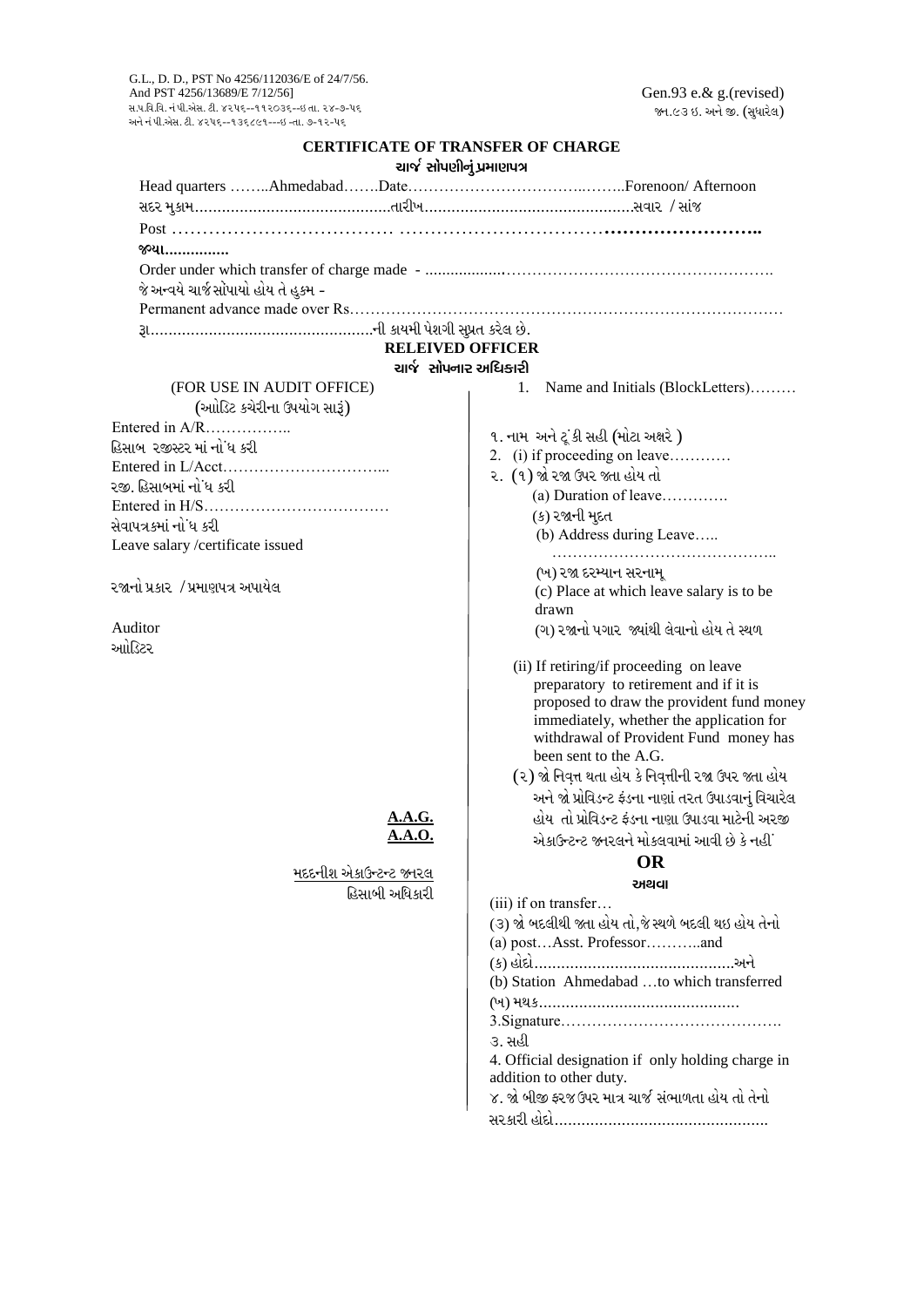G.L., D. D., PST No 4256/112036/E of 24/7/56.
And PST 4256/13689/E 7/12/56]
સ.પ.વિ.વિ. નં પી.એસ. ટી. ૪૨૫૬--૧૧૨૦૩૬--ઇ તા. ૨૪-૭-૫૬
અને નં પી.એસ. ટી. ૪૨૫૬--૧૩૬૮૯૧---ઇ -તા. ૭-૧૨-૫૬

Gen.93 e.& g.(revised)
જન.૯૩ ઇ. અને જી. (સુધારેલ)

## CERTIFICATE OF TRANSFER OF CHARGE
## ચાર્જ સોંપણીનું પ્રમાણપત્ર

Head quarters ……..Ahmedabad…….Date……………………………..……..Forenoon/ Afternoon
સદર મુકામ……………………………………..તારીખ………………………………………..સવાર / સાંજ

Post ……………………………… ……………………………………………………..
**જગ્યા……………**

Order under which transfer of charge made - ……………………………………………………….
જે અન્વયે ચાર્જ સોંપાયો હોય તે હુકમ -

Permanent advance made over Rs…………………………………………………………………………
રૂ……………………………………………ની કાયમી પેશગી સુપ્રત કરેલ છે.

### RELEIVED OFFICER
### ચાર્જ સોંપનાર અધિકારી

(FOR USE IN AUDIT OFFICE)
(ઓાડિટ કચેરીના ઉપયોગ સારૂં)

Entered in A/R……………..
હિસાબ રજીસ્ટર માં નોંધ કરી
Entered in L/Acct…………………………...
રજી. હિસાબમાં નોંધ કરી
Entered in H/S………………………………
સેવાપત્રકમાં નોંધ કરી
Leave salary /certificate issued

રજાનો પ્રકાર / પ્રમાણપત્ર અપાયેલ

Auditor
ઓાડિટર

<u>**A.A.G.**</u>
<u>**A.A.O.**</u>

<u>મદદનીશ એકાઉન્ટન્ટ જનરલ</u>
હિસાબી અધિકારી

1. Name and Initials (BlockLetters)………
૧. નામ અને ટૂંકી સહી (મોટા અક્ષરે )
2. (i) if proceeding on leave…………
૨. (૧) જો રજા ઉપર જતા હોય તો
   (a) Duration of leave………….
   (ક) રજાની મુદત
   (b) Address during Leave…..
   ……………………………………..
   (ખ) રજા દરમ્યાન સરનામૂ
   (c) Place at which leave salary is to be drawn
   (ગ) રજાનો પગાર જયાંથી લેવાનો હોય તે સ્થળ

(ii) If retiring/if proceeding on leave preparatory to retirement and if it is proposed to draw the provident fund money immediately, whether the application for withdrawal of Provident Fund money has been sent to the A.G.
(૨) જો નિવૃત્ત થતા હોય કે નિવૃત્તીની રજા ઉપર જતા હોય અને જો પ્રોવિડન્ટ ફંડના નાણાં તરત ઉપાડવાનું વિચારેલ હોય તો પ્રોવિડન્ટ ફંડના નાણા ઉપાડવા માટેની અરજી એકાઉન્ટન્ટ જનરલને મોકલવામાં આવી છે કે નહીં

**OR**
**અથવા**

(iii) if on transfer…
(૩) જો બદલીથી જતા હોય તો, જે સ્થળે બદલી થઇ હોય તેનો
(a) post…Asst. Professor………..and
(ક) હોદો……………………………………અને
(b) Station Ahmedabad …to which transferred
(ખ) મથક……………………………………
3.Signature…………………………………….
૩. સહી
4. Official designation if only holding charge in addition to other duty.
૪. જો બીજી ફરજ ઉપર માત્ર ચાર્જ સંભાળતા હોય તો તેનો સરકારી હોદો…………………………………………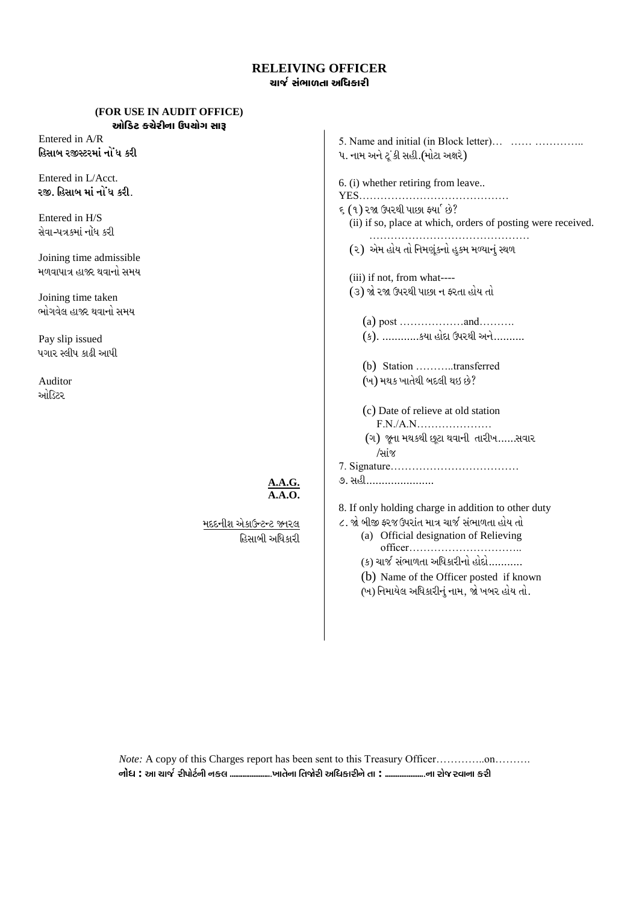# RELEIVING OFFICER
## ચાર્જ સંભાળતા અધિકારી

### (FOR USE IN AUDIT OFFICE)
### ઓડિટ કચેરીના ઉપયોગ સારૂ

Entered in A/R
**હિસાબ રજીસ્ટરમાં નોંધ કરી**

Entered in L/Acct.
**રજી. હિસાબ માં નોંધ કરી.**

Entered in H/S
સેવા-પત્રકમાં નોંધ કરી

Joining time admissible
મળવાપાત્ર હાજર થવાનો સમય

Joining time taken
ભોગવેલ હાજર થવાનો સમય

Pay slip issued
પગાર સ્લીપ કાઢી આપી

Auditor
ઓડિટર

**A.A.G.**
**A.A.O.**

મદદનીશ એકાઉન્ટન્ટ જનરલ
હિસાબી અધિકારી

5. Name and initial (in Block letter)… …… …………..
૫. નામ અને ટૂંકી સહી.(મોટા અક્ષરે)

6. (i) whether retiring from leave.. YES……………………………………
૬ (૧) રજા ઉપરથી પાછા ફર્યા છે?
(ii) if so, place at which, orders of posting were received. ………………………………………
(૨) એમ હોય તો નિમણૂંકનો હુકમ મળ્યાનું સ્થળ

(iii) if not, from what----
(૩) જો રજા ઉપરથી પાછા ન ફરતા હોય તો

(a) post ………………and……….
(ક). …………કયા હોદ્દા ઉપરથી અને……….

(b) Station ………..transferred
(ખ) મથક ખાતેથી બદલી થઇ છે?

(c) Date of relieve at old station F.N./A.N…………………
(ગ) જૂના મથકથી છૂટા થવાની તારીખ……સવાર /સાંજ

7. Signature………………………………
૭. સહી......................

8. If only holding charge in addition to other duty
૮. જો બીજી ફરજ ઉપરાંત માત્ર ચાર્જ સંભાળતા હોય તો
(a) Official designation of Relieving officer…………………………..
(ક) ચાર્જ સંભાળતા અધિકારીનો હોદ્દો...........
(b) Name of the Officer posted if known
(ખ) નિમાયેલ અધિકારીનું નામ, જો ખબર હોય તો.

*Note:* A copy of this Charges report has been sent to this Treasury Officer…………..on……….
**નોંધ : આ ચાર્જ રીપોર્ટની નકલ ......................ખાતેના તિજોરી અધિકારીને તા : .....................ના રોજ રવાના કરી**